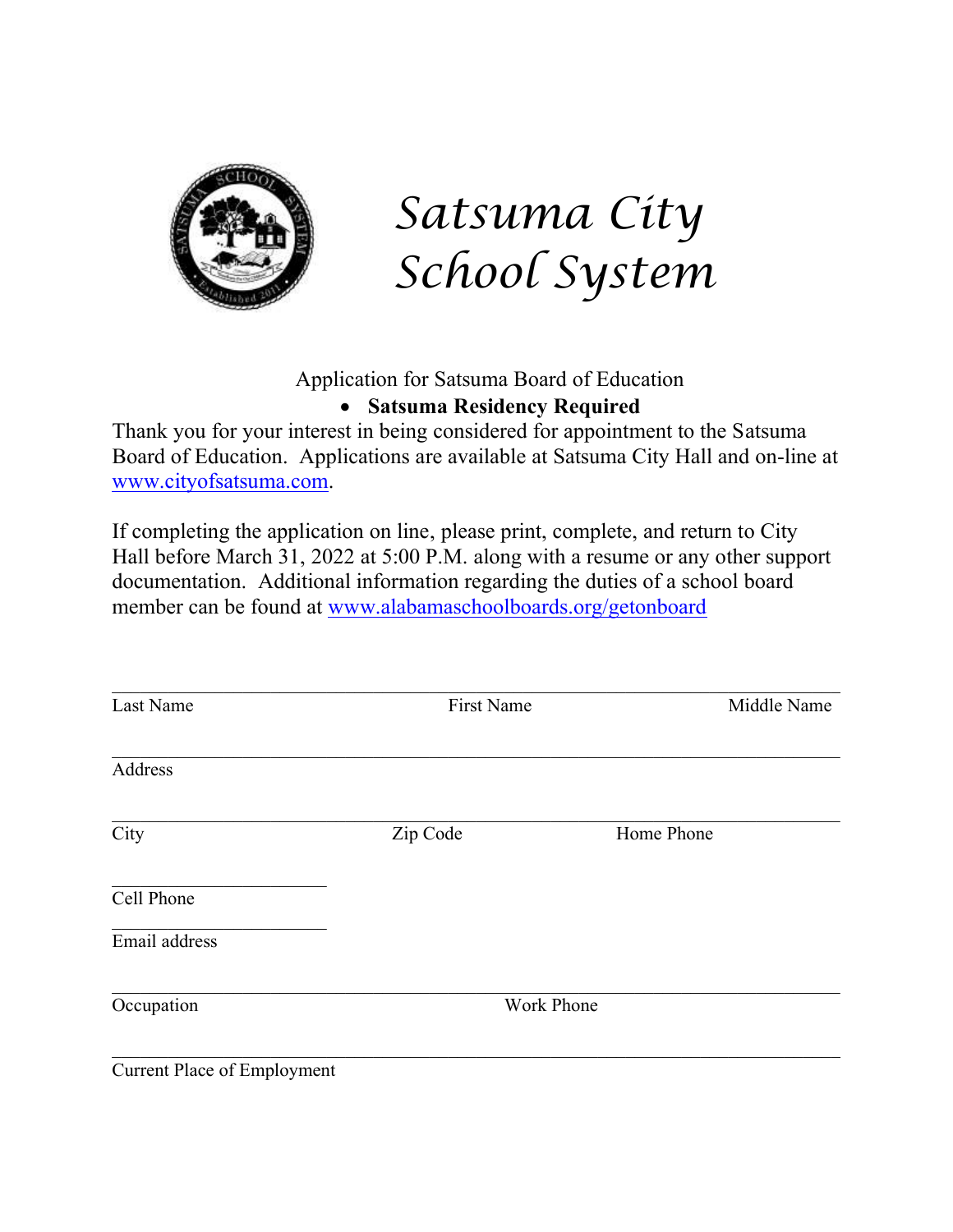# Satsuma City School System

Application for Satsuma Board of Education

- **Satsuma Residency Required**

Thank you for your interest in being considered for appointment to the Satsuma Board of Education. Applications are available at Satsuma City Hall and on-line at www.cityofsatsuma.com.

If completing the application on line, please print, complete, and return to City Hall before March 31, 2022 at 5:00 P.M. along with a resume or any other support documentation. Additional information regarding the duties of a school board member can be found at www.alabamaschoolboards.org/getonboard

______________________________________________________________________

Last Name                First Name                Middle Name

______________________________________________________________________

Address

______________________________________________________________________

City                Zip Code                Home Phone

____________________

Cell Phone

____________________

Email address

______________________________________________________________________

Occupation                Work Phone

______________________________________________________________________

Current Place of Employment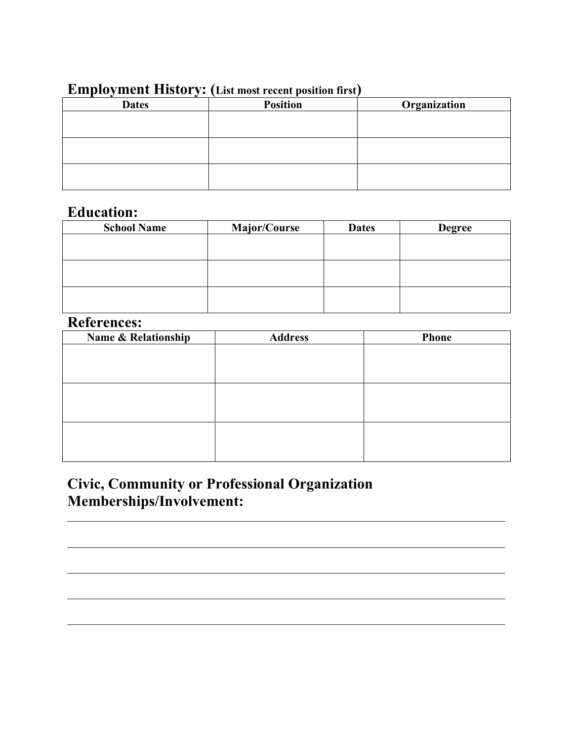## Employment History: (List most recent position first)

| Dates | Position | Organization |
| --- | --- | --- |
| | | |
| | | |
| | | |

## Education:

| School Name | Major/Course | Dates | Degree |
| --- | --- | --- | --- |
| | | | |
| | | | |
| | | | |

## References:

| Name & Relationship | Address | Phone |
| --- | --- | --- |
| | | |
| | | |
| | | |

## Civic, Community or Professional Organization Memberships/Involvement:

______________________________________________________________________________

______________________________________________________________________________

______________________________________________________________________________

______________________________________________________________________________

______________________________________________________________________________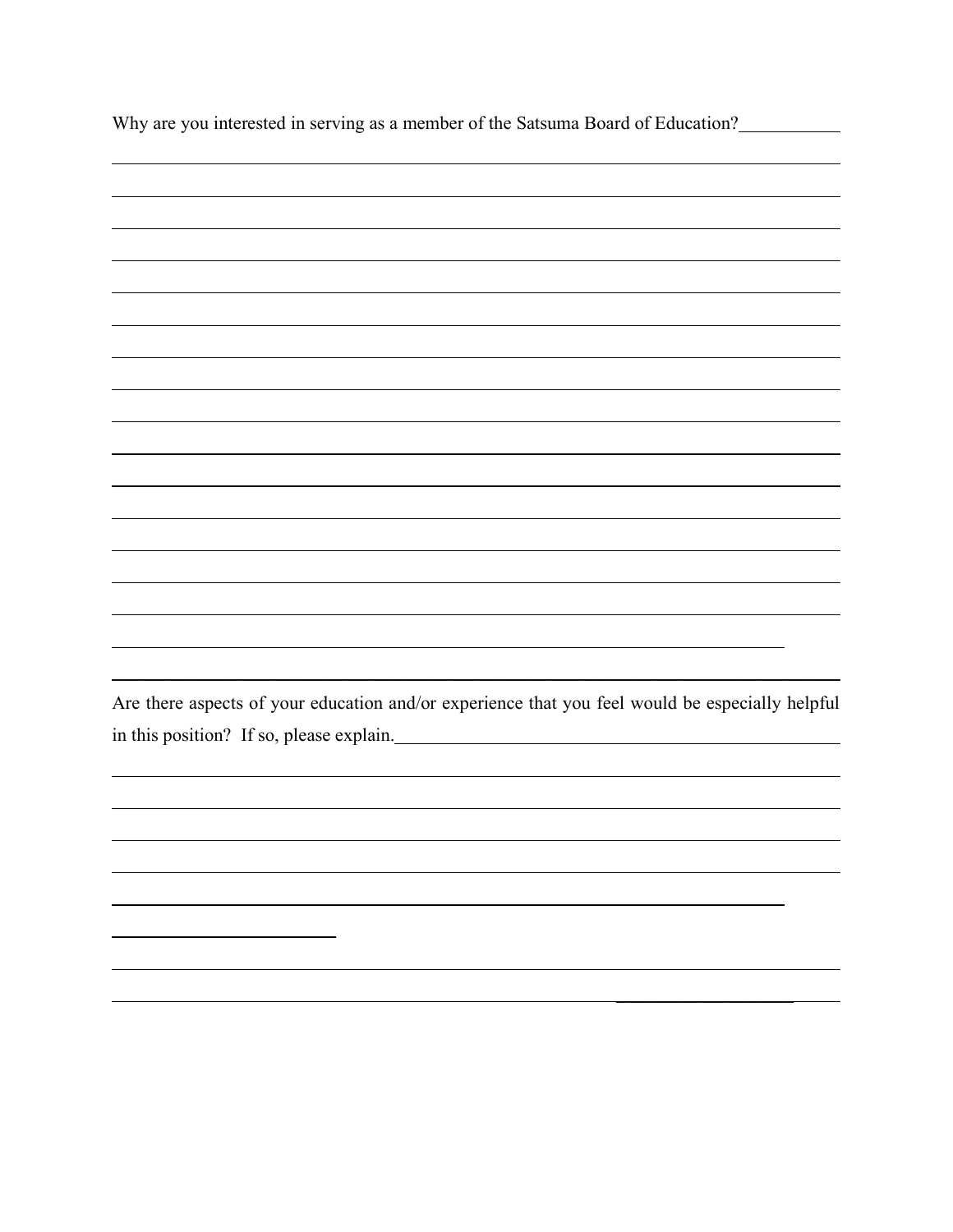Why are you interested in serving as a member of the Satsuma Board of Education?

Are there aspects of your education and/or experience that you feel would be especially helpful in this position? If so, please explain.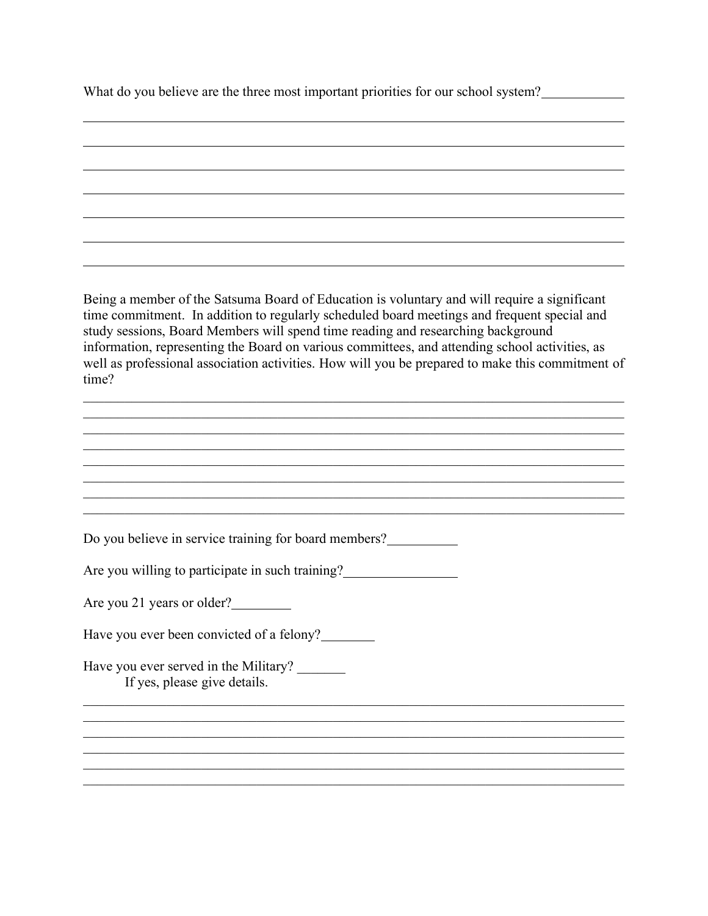What do you believe are the three most important priorities for our school system?

Being a member of the Satsuma Board of Education is voluntary and will require a significant time commitment. In addition to regularly scheduled board meetings and frequent special and study sessions, Board Members will spend time reading and researching background information, representing the Board on various committees, and attending school activities, as well as professional association activities. How will you be prepared to make this commitment of time?

Do you believe in service training for board members?__________

Are you willing to participate in such training?________________

Are you 21 years or older?_________

Have you ever been convicted of a felony?________

Have you ever served in the Military? _______

If yes, please give details.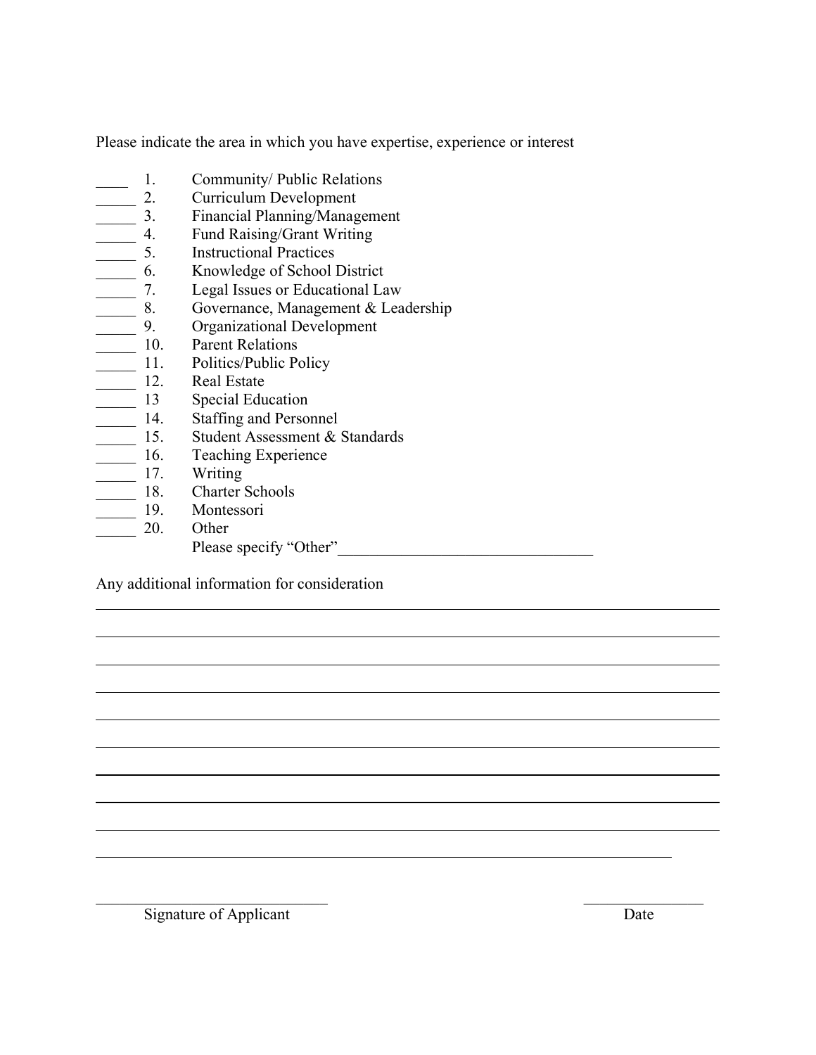Please indicate the area in which you have expertise, experience or interest

____ 1. Community/ Public Relations
_____ 2. Curriculum Development
_____ 3. Financial Planning/Management
_____ 4. Fund Raising/Grant Writing
_____ 5. Instructional Practices
_____ 6. Knowledge of School District
_____ 7. Legal Issues or Educational Law
_____ 8. Governance, Management & Leadership
_____ 9. Organizational Development
_____ 10. Parent Relations
_____ 11. Politics/Public Policy
_____ 12. Real Estate
_____ 13 Special Education
_____ 14. Staffing and Personnel
_____ 15. Student Assessment & Standards
_____ 16. Teaching Experience
_____ 17. Writing
_____ 18. Charter Schools
_____ 19. Montessori
_____ 20. Other
Please specify "Other"________________________________

Any additional information for consideration

________________________________________________________________________________

________________________________________________________________________________

________________________________________________________________________________

________________________________________________________________________________

________________________________________________________________________________

________________________________________________________________________________

________________________________________________________________________________

________________________________________________________________________________

________________________________________________________________________________

__________________________________________________________________________

______________________________ _______________
Signature of Applicant Date